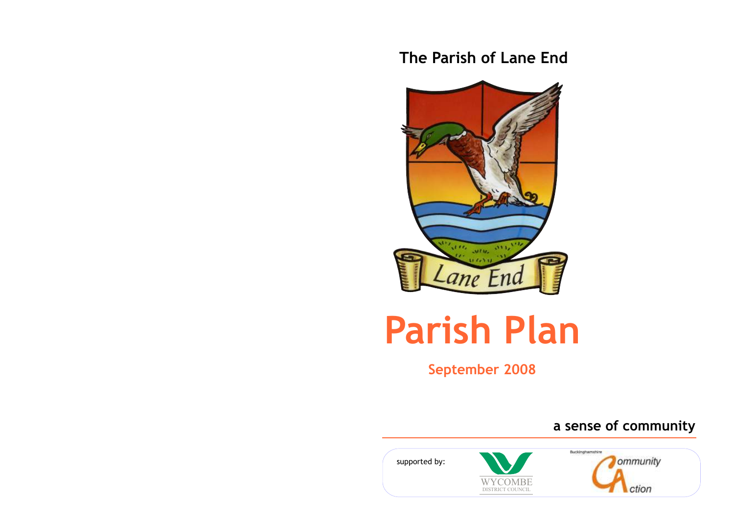## The Parish of Lane End

Lane End

# Parish Plan

**September 2008**

**a sense of community**

supported by:

WYCOMBE
DISTRICT COUNCIL

Buckinghamshire
Community Action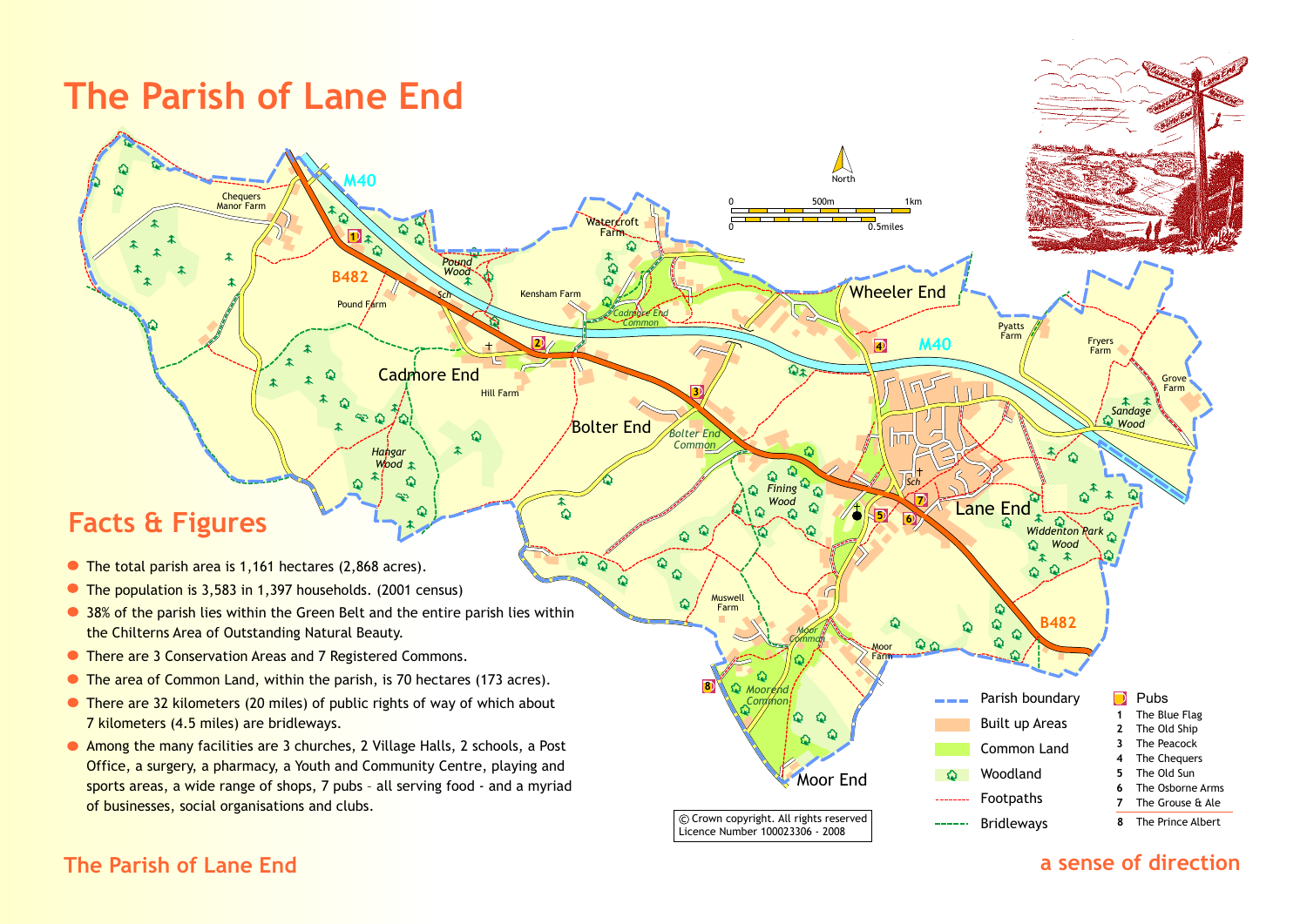# The Parish of Lane End

## Facts & Figures

- The total parish area is 1,161 hectares (2,868 acres).
- The population is 3,583 in 1,397 households. (2001 census)
- 38% of the parish lies within the Green Belt and the entire parish lies within the Chilterns Area of Outstanding Natural Beauty.
- There are 3 Conservation Areas and 7 Registered Commons.
- The area of Common Land, within the parish, is 70 hectares (173 acres).
- There are 32 kilometers (20 miles) of public rights of way of which about 7 kilometers (4.5 miles) are bridleways.
- Among the many facilities are 3 churches, 2 Village Halls, 2 schools, a Post Office, a surgery, a pharmacy, a Youth and Community Centre, playing and sports areas, a wide range of shops, 7 pubs – all serving food - and a myriad of businesses, social organisations and clubs.

Parish boundary
Built up Areas
Common Land
Woodland
Footpaths
Bridleways

**Pubs**

1. The Blue Flag
2. The Old Ship
3. The Peacock
4. The Chequers
5. The Old Sun
6. The Osborne Arms
7. The Grouse & Ale
8. The Prince Albert

© Crown copyright. All rights reserved
Licence Number 100023306 - 2008

The Parish of Lane End

a sense of direction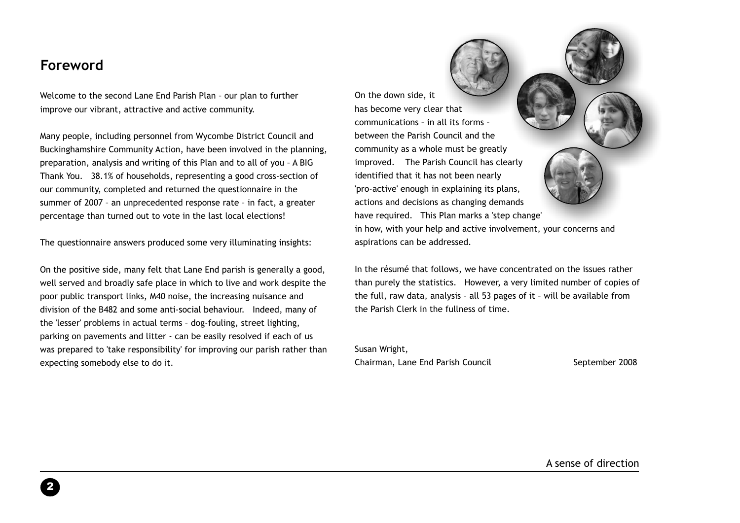## Foreword

Welcome to the second Lane End Parish Plan – our plan to further improve our vibrant, attractive and active community.

Many people, including personnel from Wycombe District Council and Buckinghamshire Community Action, have been involved in the planning, preparation, analysis and writing of this Plan and to all of you – A BIG Thank You. 38.1% of households, representing a good cross-section of our community, completed and returned the questionnaire in the summer of 2007 – an unprecedented response rate – in fact, a greater percentage than turned out to vote in the last local elections!

The questionnaire answers produced some very illuminating insights:

On the positive side, many felt that Lane End parish is generally a good, well served and broadly safe place in which to live and work despite the poor public transport links, M40 noise, the increasing nuisance and division of the B482 and some anti-social behaviour. Indeed, many of the 'lesser' problems in actual terms – dog-fouling, street lighting, parking on pavements and litter - can be easily resolved if each of us was prepared to 'take responsibility' for improving our parish rather than expecting somebody else to do it.

On the down side, it has become very clear that communications – in all its forms – between the Parish Council and the community as a whole must be greatly improved. The Parish Council has clearly identified that it has not been nearly 'pro-active' enough in explaining its plans, actions and decisions as changing demands have required. This Plan marks a 'step change' in how, with your help and active involvement, your concerns and aspirations can be addressed.

In the résumé that follows, we have concentrated on the issues rather than purely the statistics. However, a very limited number of copies of the full, raw data, analysis – all 53 pages of it – will be available from the Parish Clerk in the fullness of time.

Susan Wright,
Chairman, Lane End Parish Council

September 2008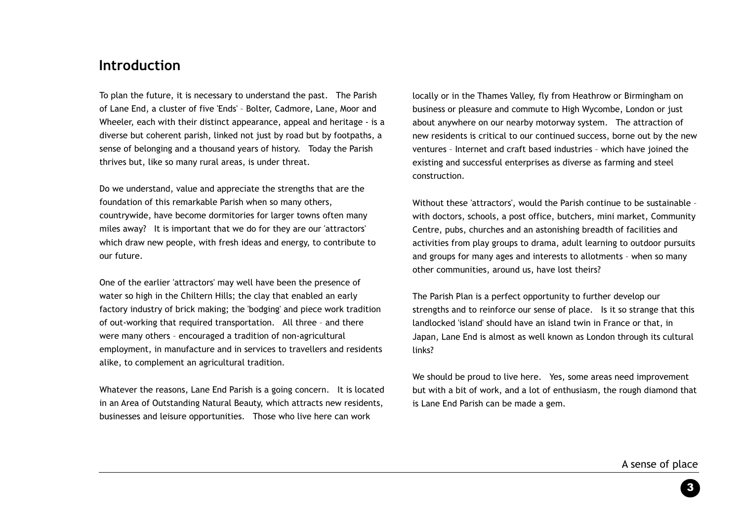## Introduction

To plan the future, it is necessary to understand the past. The Parish of Lane End, a cluster of five 'Ends' – Bolter, Cadmore, Lane, Moor and Wheeler, each with their distinct appearance, appeal and heritage - is a diverse but coherent parish, linked not just by road but by footpaths, a sense of belonging and a thousand years of history. Today the Parish thrives but, like so many rural areas, is under threat.

Do we understand, value and appreciate the strengths that are the foundation of this remarkable Parish when so many others, countrywide, have become dormitories for larger towns often many miles away? It is important that we do for they are our 'attractors' which draw new people, with fresh ideas and energy, to contribute to our future.

One of the earlier 'attractors' may well have been the presence of water so high in the Chiltern Hills; the clay that enabled an early factory industry of brick making; the 'bodging' and piece work tradition of out-working that required transportation. All three – and there were many others – encouraged a tradition of non-agricultural employment, in manufacture and in services to travellers and residents alike, to complement an agricultural tradition.

Whatever the reasons, Lane End Parish is a going concern. It is located in an Area of Outstanding Natural Beauty, which attracts new residents, businesses and leisure opportunities. Those who live here can work locally or in the Thames Valley, fly from Heathrow or Birmingham on business or pleasure and commute to High Wycombe, London or just about anywhere on our nearby motorway system. The attraction of new residents is critical to our continued success, borne out by the new ventures – Internet and craft based industries – which have joined the existing and successful enterprises as diverse as farming and steel construction.

Without these 'attractors', would the Parish continue to be sustainable – with doctors, schools, a post office, butchers, mini market, Community Centre, pubs, churches and an astonishing breadth of facilities and activities from play groups to drama, adult learning to outdoor pursuits and groups for many ages and interests to allotments – when so many other communities, around us, have lost theirs?

The Parish Plan is a perfect opportunity to further develop our strengths and to reinforce our sense of place. Is it so strange that this landlocked 'island' should have an island twin in France or that, in Japan, Lane End is almost as well known as London through its cultural links?

We should be proud to live here. Yes, some areas need improvement but with a bit of work, and a lot of enthusiasm, the rough diamond that is Lane End Parish can be made a gem.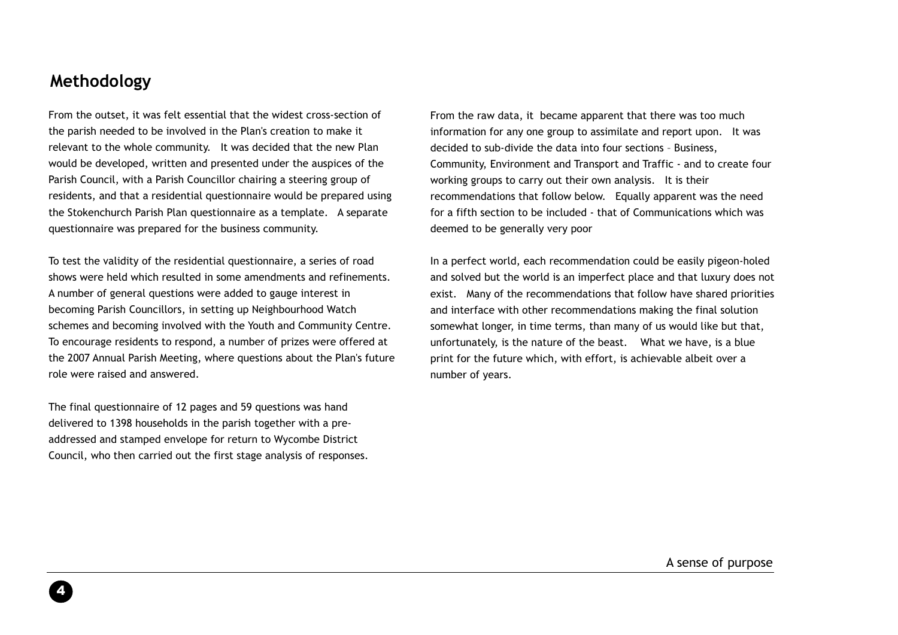## Methodology

From the outset, it was felt essential that the widest cross-section of the parish needed to be involved in the Plan's creation to make it relevant to the whole community. It was decided that the new Plan would be developed, written and presented under the auspices of the Parish Council, with a Parish Councillor chairing a steering group of residents, and that a residential questionnaire would be prepared using the Stokenchurch Parish Plan questionnaire as a template. A separate questionnaire was prepared for the business community.

To test the validity of the residential questionnaire, a series of road shows were held which resulted in some amendments and refinements. A number of general questions were added to gauge interest in becoming Parish Councillors, in setting up Neighbourhood Watch schemes and becoming involved with the Youth and Community Centre. To encourage residents to respond, a number of prizes were offered at the 2007 Annual Parish Meeting, where questions about the Plan's future role were raised and answered.

The final questionnaire of 12 pages and 59 questions was hand delivered to 1398 households in the parish together with a pre-addressed and stamped envelope for return to Wycombe District Council, who then carried out the first stage analysis of responses.

From the raw data, it became apparent that there was too much information for any one group to assimilate and report upon. It was decided to sub-divide the data into four sections – Business, Community, Environment and Transport and Traffic - and to create four working groups to carry out their own analysis. It is their recommendations that follow below. Equally apparent was the need for a fifth section to be included - that of Communications which was deemed to be generally very poor

In a perfect world, each recommendation could be easily pigeon-holed and solved but the world is an imperfect place and that luxury does not exist. Many of the recommendations that follow have shared priorities and interface with other recommendations making the final solution somewhat longer, in time terms, than many of us would like but that, unfortunately, is the nature of the beast. What we have, is a blue print for the future which, with effort, is achievable albeit over a number of years.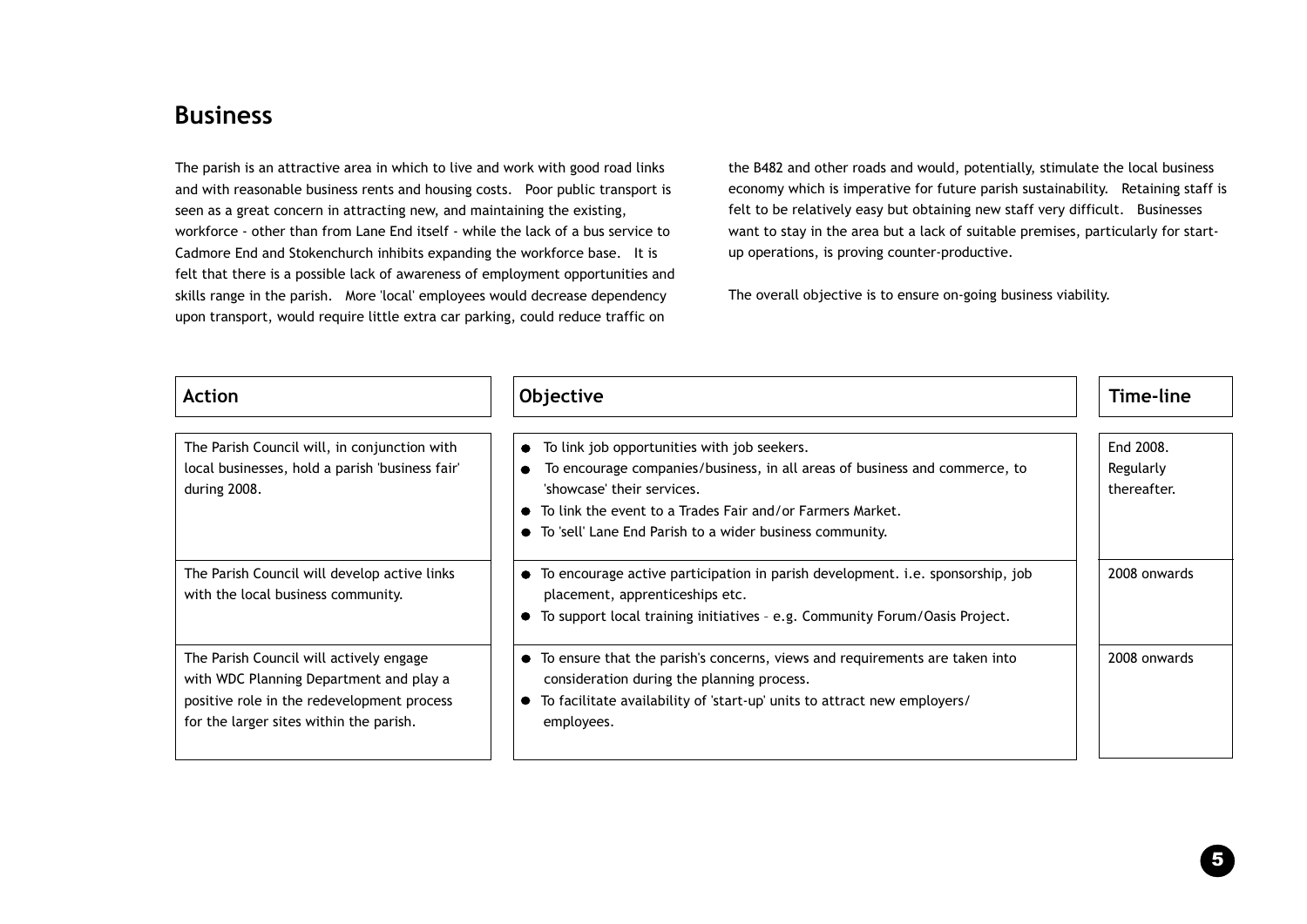## Business

The parish is an attractive area in which to live and work with good road links and with reasonable business rents and housing costs. Poor public transport is seen as a great concern in attracting new, and maintaining the existing, workforce - other than from Lane End itself - while the lack of a bus service to Cadmore End and Stokenchurch inhibits expanding the workforce base. It is felt that there is a possible lack of awareness of employment opportunities and skills range in the parish. More 'local' employees would decrease dependency upon transport, would require little extra car parking, could reduce traffic on the B482 and other roads and would, potentially, stimulate the local business economy which is imperative for future parish sustainability. Retaining staff is felt to be relatively easy but obtaining new staff very difficult. Businesses want to stay in the area but a lack of suitable premises, particularly for start-up operations, is proving counter-productive.

The overall objective is to ensure on-going business viability.

| Action | Objective | Time-line |
| --- | --- | --- |
| The Parish Council will, in conjunction with local businesses, hold a parish 'business fair' during 2008. | • To link job opportunities with job seekers.<br>• To encourage companies/business, in all areas of business and commerce, to 'showcase' their services.<br>• To link the event to a Trades Fair and/or Farmers Market.<br>• To 'sell' Lane End Parish to a wider business community. | End 2008. Regularly thereafter. |
| The Parish Council will develop active links with the local business community. | • To encourage active participation in parish development. i.e. sponsorship, job placement, apprenticeships etc.<br>• To support local training initiatives – e.g. Community Forum/Oasis Project. | 2008 onwards |
| The Parish Council will actively engage with WDC Planning Department and play a positive role in the redevelopment process for the larger sites within the parish. | • To ensure that the parish's concerns, views and requirements are taken into consideration during the planning process.<br>• To facilitate availability of 'start-up' units to attract new employers/ employees. | 2008 onwards |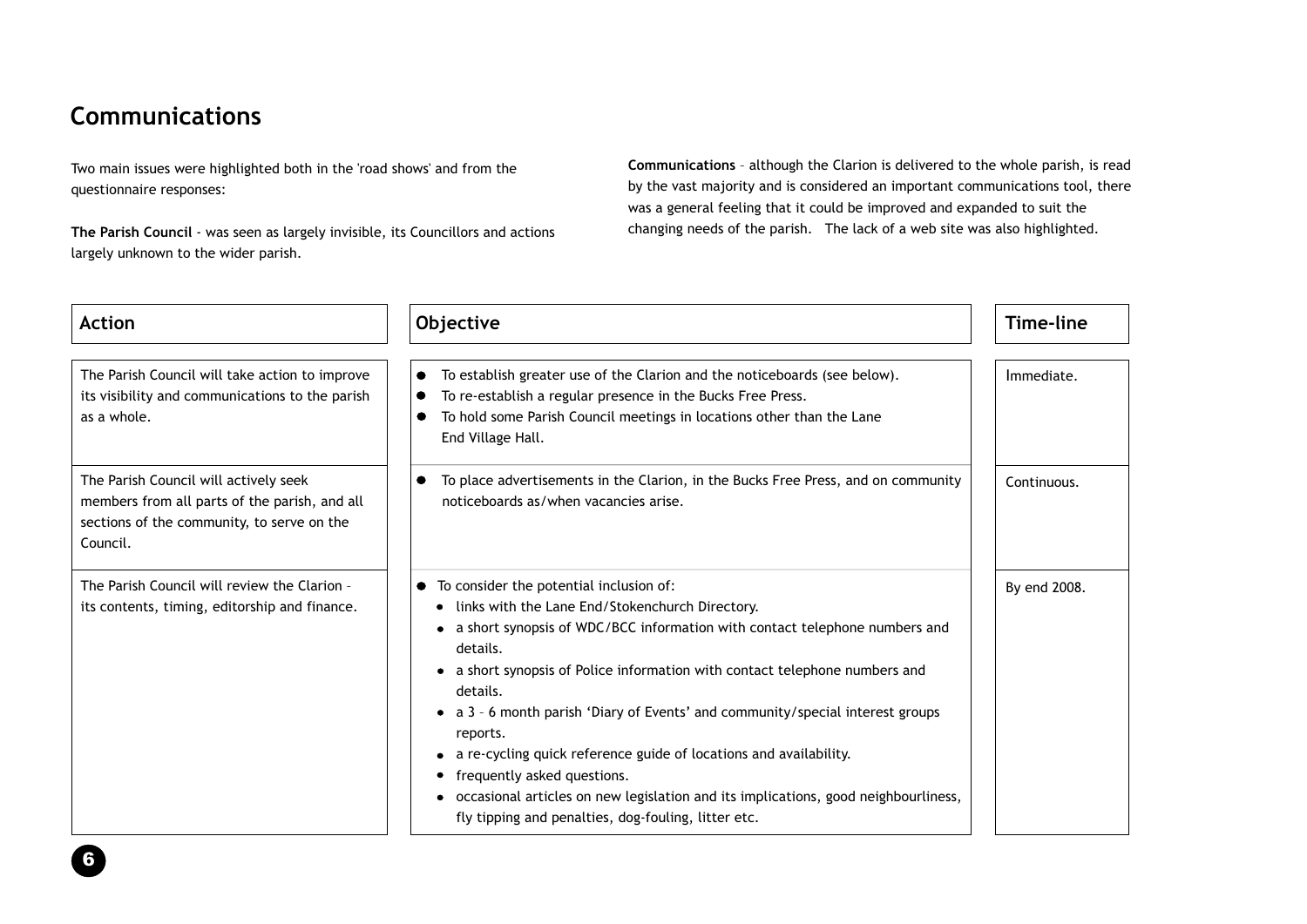## Communications

Two main issues were highlighted both in the 'road shows' and from the questionnaire responses:

**The Parish Council** - was seen as largely invisible, its Councillors and actions largely unknown to the wider parish.

**Communications** – although the Clarion is delivered to the whole parish, is read by the vast majority and is considered an important communications tool, there was a general feeling that it could be improved and expanded to suit the changing needs of the parish. The lack of a web site was also highlighted.

| Action | Objective | Time-line |
|---|---|---|
| The Parish Council will take action to improve its visibility and communications to the parish as a whole. | • To establish greater use of the Clarion and the noticeboards (see below).<br>• To re-establish a regular presence in the Bucks Free Press.<br>• To hold some Parish Council meetings in locations other than the Lane End Village Hall. | Immediate. |
| The Parish Council will actively seek members from all parts of the parish, and all sections of the community, to serve on the Council. | • To place advertisements in the Clarion, in the Bucks Free Press, and on community noticeboards as/when vacancies arise. | Continuous. |
| The Parish Council will review the Clarion – its contents, timing, editorship and finance. | • To consider the potential inclusion of:<br>  • links with the Lane End/Stokenchurch Directory.<br>  • a short synopsis of WDC/BCC information with contact telephone numbers and details.<br>  • a short synopsis of Police information with contact telephone numbers and details.<br>  • a 3 – 6 month parish 'Diary of Events' and community/special interest groups reports.<br>  • a re-cycling quick reference guide of locations and availability.<br>  • frequently asked questions.<br>  • occasional articles on new legislation and its implications, good neighbourliness, fly tipping and penalties, dog-fouling, litter etc. | By end 2008. |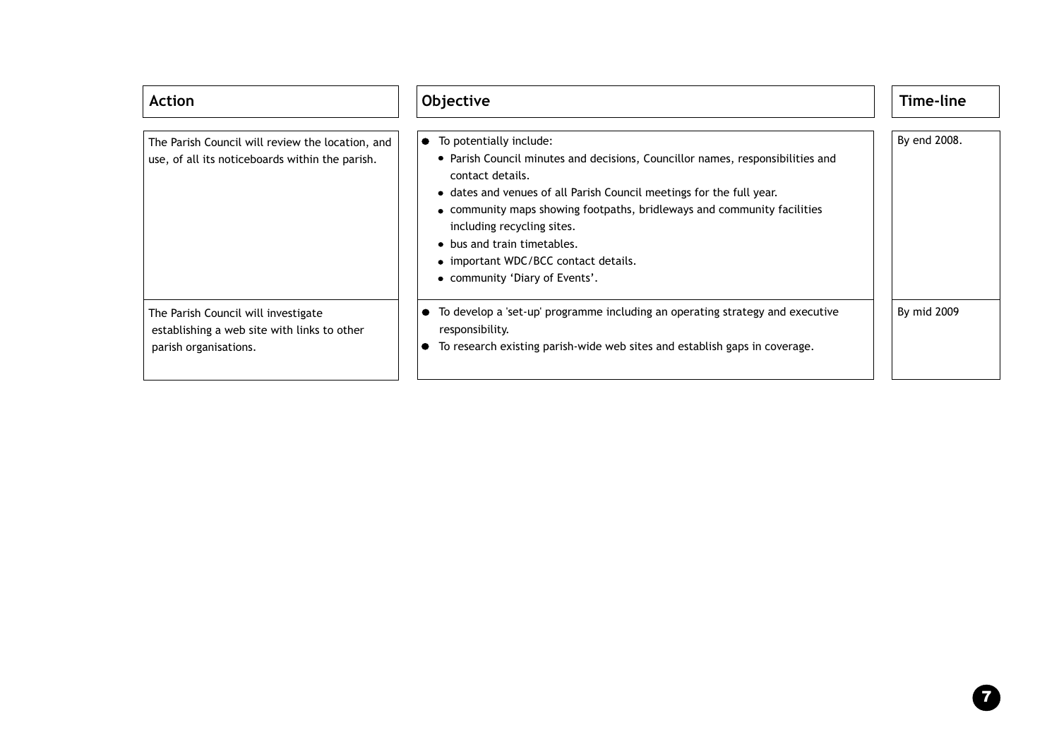| Action | Objective | Time-line |
|---|---|---|
| The Parish Council will review the location, and use, of all its noticeboards within the parish. | • To potentially include:<br>• Parish Council minutes and decisions, Councillor names, responsibilities and contact details.<br>• dates and venues of all Parish Council meetings for the full year.<br>• community maps showing footpaths, bridleways and community facilities including recycling sites.<br>• bus and train timetables.<br>• important WDC/BCC contact details.<br>• community 'Diary of Events'. | By end 2008. |
| The Parish Council will investigate establishing a web site with links to other parish organisations. | • To develop a 'set-up' programme including an operating strategy and executive responsibility.<br>• To research existing parish-wide web sites and establish gaps in coverage. | By mid 2009 |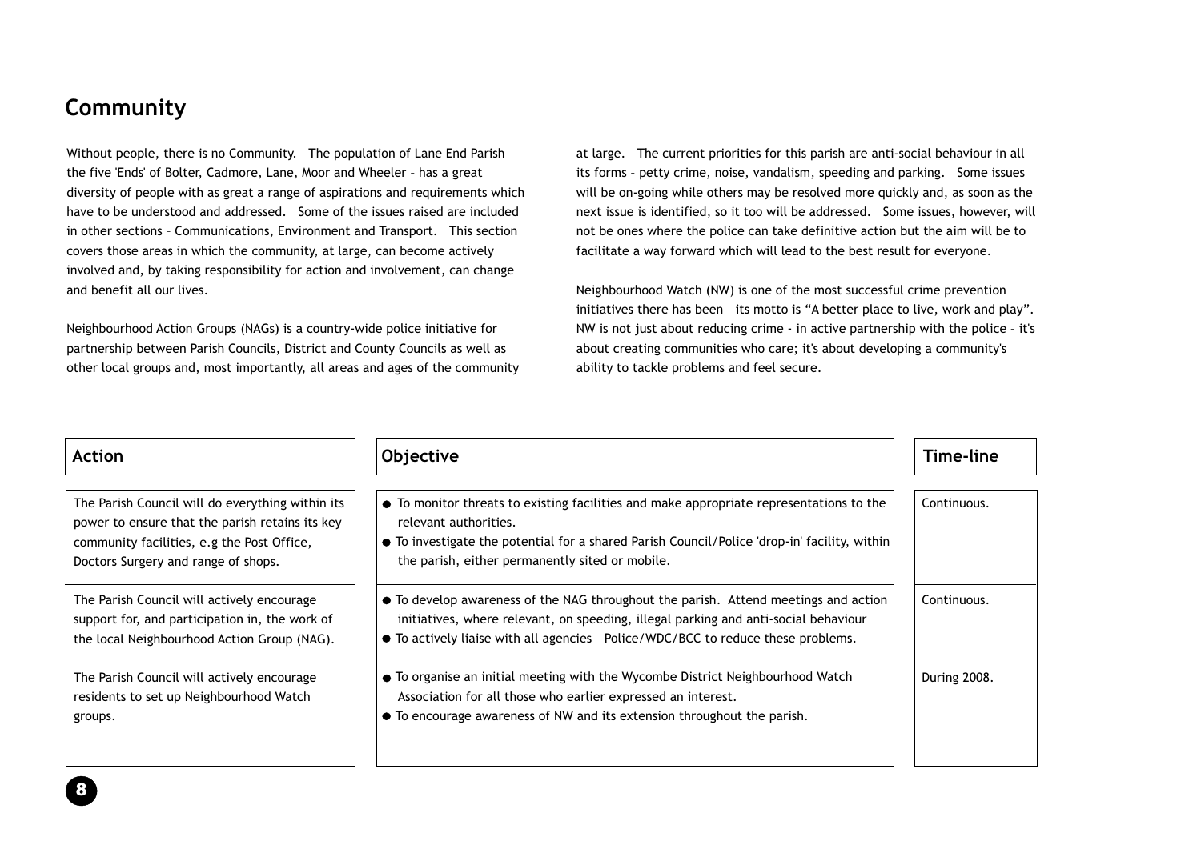## Community

Without people, there is no Community. The population of Lane End Parish – the five 'Ends' of Bolter, Cadmore, Lane, Moor and Wheeler – has a great diversity of people with as great a range of aspirations and requirements which have to be understood and addressed. Some of the issues raised are included in other sections – Communications, Environment and Transport. This section covers those areas in which the community, at large, can become actively involved and, by taking responsibility for action and involvement, can change and benefit all our lives.

Neighbourhood Action Groups (NAGs) is a country-wide police initiative for partnership between Parish Councils, District and County Councils as well as other local groups and, most importantly, all areas and ages of the community at large. The current priorities for this parish are anti-social behaviour in all its forms – petty crime, noise, vandalism, speeding and parking. Some issues will be on-going while others may be resolved more quickly and, as soon as the next issue is identified, so it too will be addressed. Some issues, however, will not be ones where the police can take definitive action but the aim will be to facilitate a way forward which will lead to the best result for everyone.

Neighbourhood Watch (NW) is one of the most successful crime prevention initiatives there has been – its motto is "A better place to live, work and play". NW is not just about reducing crime - in active partnership with the police – it's about creating communities who care; it's about developing a community's ability to tackle problems and feel secure.

| Action | Objective | Time-line |
|---|---|---|
| The Parish Council will do everything within its power to ensure that the parish retains its key community facilities, e.g the Post Office, Doctors Surgery and range of shops. | • To monitor threats to existing facilities and make appropriate representations to the relevant authorities.<br>• To investigate the potential for a shared Parish Council/Police 'drop-in' facility, within the parish, either permanently sited or mobile. | Continuous. |
| The Parish Council will actively encourage support for, and participation in, the work of the local Neighbourhood Action Group (NAG). | • To develop awareness of the NAG throughout the parish. Attend meetings and action initiatives, where relevant, on speeding, illegal parking and anti-social behaviour<br>• To actively liaise with all agencies – Police/WDC/BCC to reduce these problems. | Continuous. |
| The Parish Council will actively encourage residents to set up Neighbourhood Watch groups. | • To organise an initial meeting with the Wycombe District Neighbourhood Watch Association for all those who earlier expressed an interest.<br>• To encourage awareness of NW and its extension throughout the parish. | During 2008. |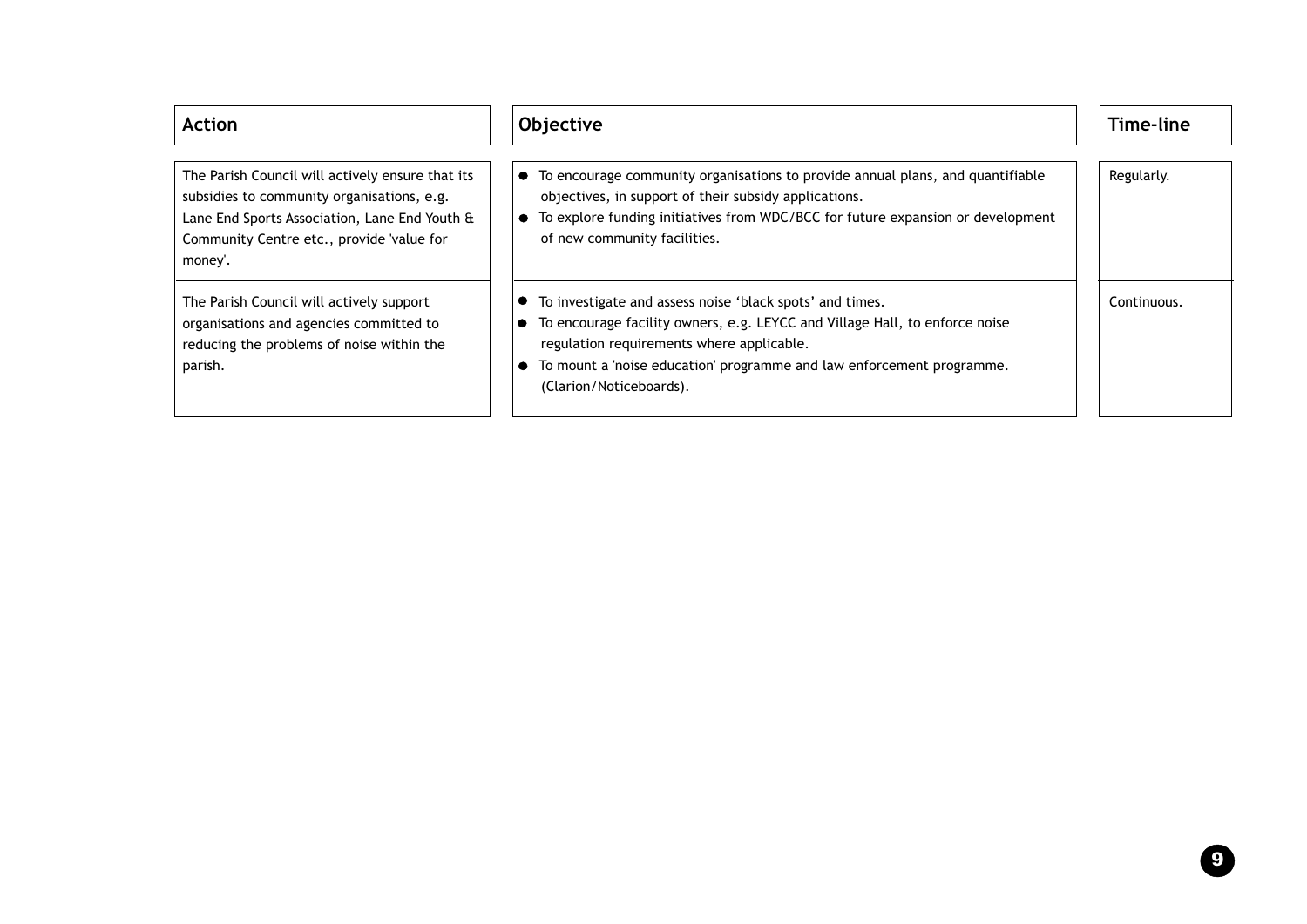| Action | Objective | Time-line |
| --- | --- | --- |
| The Parish Council will actively ensure that its subsidies to community organisations, e.g. Lane End Sports Association, Lane End Youth & Community Centre etc., provide 'value for money'. | • To encourage community organisations to provide annual plans, and quantifiable objectives, in support of their subsidy applications.<br>• To explore funding initiatives from WDC/BCC for future expansion or development of new community facilities. | Regularly. |
| The Parish Council will actively support organisations and agencies committed to reducing the problems of noise within the parish. | • To investigate and assess noise 'black spots' and times.<br>• To encourage facility owners, e.g. LEYCC and Village Hall, to enforce noise regulation requirements where applicable.<br>• To mount a 'noise education' programme and law enforcement programme. (Clarion/Noticeboards). | Continuous. |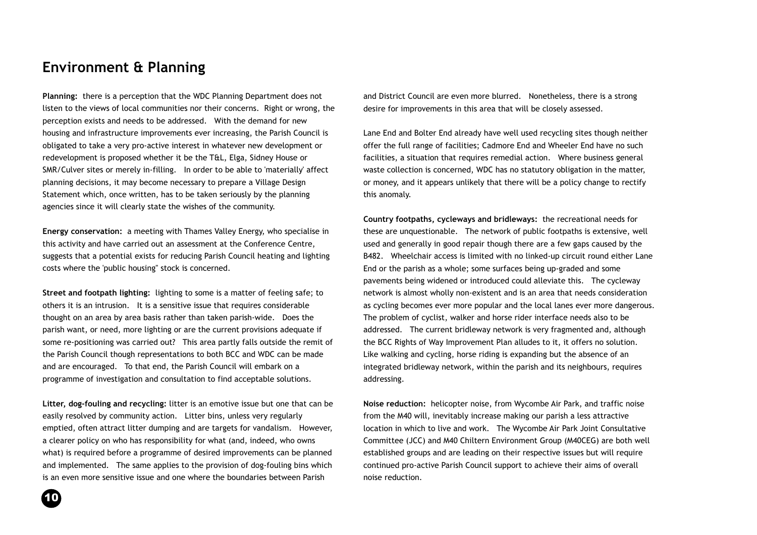## Environment & Planning

**Planning:** there is a perception that the WDC Planning Department does not listen to the views of local communities nor their concerns. Right or wrong, the perception exists and needs to be addressed. With the demand for new housing and infrastructure improvements ever increasing, the Parish Council is obligated to take a very pro-active interest in whatever new development or redevelopment is proposed whether it be the T&L, Elga, Sidney House or SMR/Culver sites or merely in-filling. In order to be able to 'materially' affect planning decisions, it may become necessary to prepare a Village Design Statement which, once written, has to be taken seriously by the planning agencies since it will clearly state the wishes of the community.

**Energy conservation:** a meeting with Thames Valley Energy, who specialise in this activity and have carried out an assessment at the Conference Centre, suggests that a potential exists for reducing Parish Council heating and lighting costs where the 'public housing" stock is concerned.

**Street and footpath lighting:** lighting to some is a matter of feeling safe; to others it is an intrusion. It is a sensitive issue that requires considerable thought on an area by area basis rather than taken parish-wide. Does the parish want, or need, more lighting or are the current provisions adequate if some re-positioning was carried out? This area partly falls outside the remit of the Parish Council though representations to both BCC and WDC can be made and are encouraged. To that end, the Parish Council will embark on a programme of investigation and consultation to find acceptable solutions.

**Litter, dog-fouling and recycling:** litter is an emotive issue but one that can be easily resolved by community action. Litter bins, unless very regularly emptied, often attract litter dumping and are targets for vandalism. However, a clearer policy on who has responsibility for what (and, indeed, who owns what) is required before a programme of desired improvements can be planned and implemented. The same applies to the provision of dog-fouling bins which is an even more sensitive issue and one where the boundaries between Parish and District Council are even more blurred. Nonetheless, there is a strong desire for improvements in this area that will be closely assessed.

Lane End and Bolter End already have well used recycling sites though neither offer the full range of facilities; Cadmore End and Wheeler End have no such facilities, a situation that requires remedial action. Where business general waste collection is concerned, WDC has no statutory obligation in the matter, or money, and it appears unlikely that there will be a policy change to rectify this anomaly.

**Country footpaths, cycleways and bridleways:** the recreational needs for these are unquestionable. The network of public footpaths is extensive, well used and generally in good repair though there are a few gaps caused by the B482. Wheelchair access is limited with no linked-up circuit round either Lane End or the parish as a whole; some surfaces being up-graded and some pavements being widened or introduced could alleviate this. The cycleway network is almost wholly non-existent and is an area that needs consideration as cycling becomes ever more popular and the local lanes ever more dangerous. The problem of cyclist, walker and horse rider interface needs also to be addressed. The current bridleway network is very fragmented and, although the BCC Rights of Way Improvement Plan alludes to it, it offers no solution. Like walking and cycling, horse riding is expanding but the absence of an integrated bridleway network, within the parish and its neighbours, requires addressing.

**Noise reduction:** helicopter noise, from Wycombe Air Park, and traffic noise from the M40 will, inevitably increase making our parish a less attractive location in which to live and work. The Wycombe Air Park Joint Consultative Committee (JCC) and M40 Chiltern Environment Group (M40CEG) are both well established groups and are leading on their respective issues but will require continued pro-active Parish Council support to achieve their aims of overall noise reduction.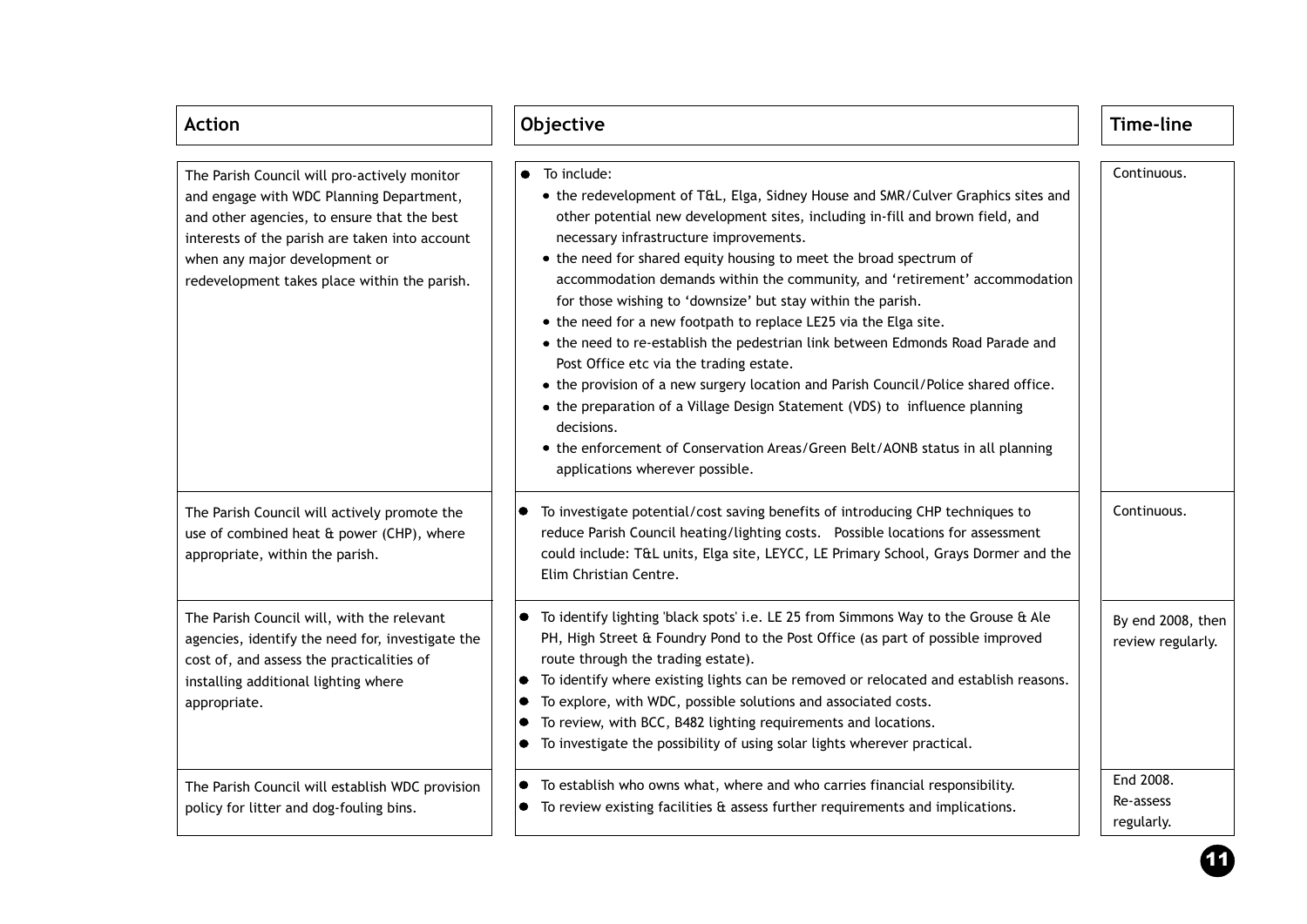| Action | Objective | Time-line |
|---|---|---|
| The Parish Council will pro-actively monitor and engage with WDC Planning Department, and other agencies, to ensure that the best interests of the parish are taken into account when any major development or redevelopment takes place within the parish. | • To include:<br>• the redevelopment of T&L, Elga, Sidney House and SMR/Culver Graphics sites and other potential new development sites, including in-fill and brown field, and necessary infrastructure improvements.<br>• the need for shared equity housing to meet the broad spectrum of accommodation demands within the community, and 'retirement' accommodation for those wishing to 'downsize' but stay within the parish.<br>• the need for a new footpath to replace LE25 via the Elga site.<br>• the need to re-establish the pedestrian link between Edmonds Road Parade and Post Office etc via the trading estate.<br>• the provision of a new surgery location and Parish Council/Police shared office.<br>• the preparation of a Village Design Statement (VDS) to influence planning decisions.<br>• the enforcement of Conservation Areas/Green Belt/AONB status in all planning applications wherever possible. | Continuous. |
| The Parish Council will actively promote the use of combined heat & power (CHP), where appropriate, within the parish. | • To investigate potential/cost saving benefits of introducing CHP techniques to reduce Parish Council heating/lighting costs. Possible locations for assessment could include: T&L units, Elga site, LEYCC, LE Primary School, Grays Dormer and the Elim Christian Centre. | Continuous. |
| The Parish Council will, with the relevant agencies, identify the need for, investigate the cost of, and assess the practicalities of installing additional lighting where appropriate. | • To identify lighting 'black spots' i.e. LE 25 from Simmons Way to the Grouse & Ale PH, High Street & Foundry Pond to the Post Office (as part of possible improved route through the trading estate).<br>• To identify where existing lights can be removed or relocated and establish reasons.<br>• To explore, with WDC, possible solutions and associated costs.<br>• To review, with BCC, B482 lighting requirements and locations.<br>• To investigate the possibility of using solar lights wherever practical. | By end 2008, then review regularly. |
| The Parish Council will establish WDC provision policy for litter and dog-fouling bins. | • To establish who owns what, where and who carries financial responsibility.<br>• To review existing facilities & assess further requirements and implications. | End 2008. Re-assess regularly. |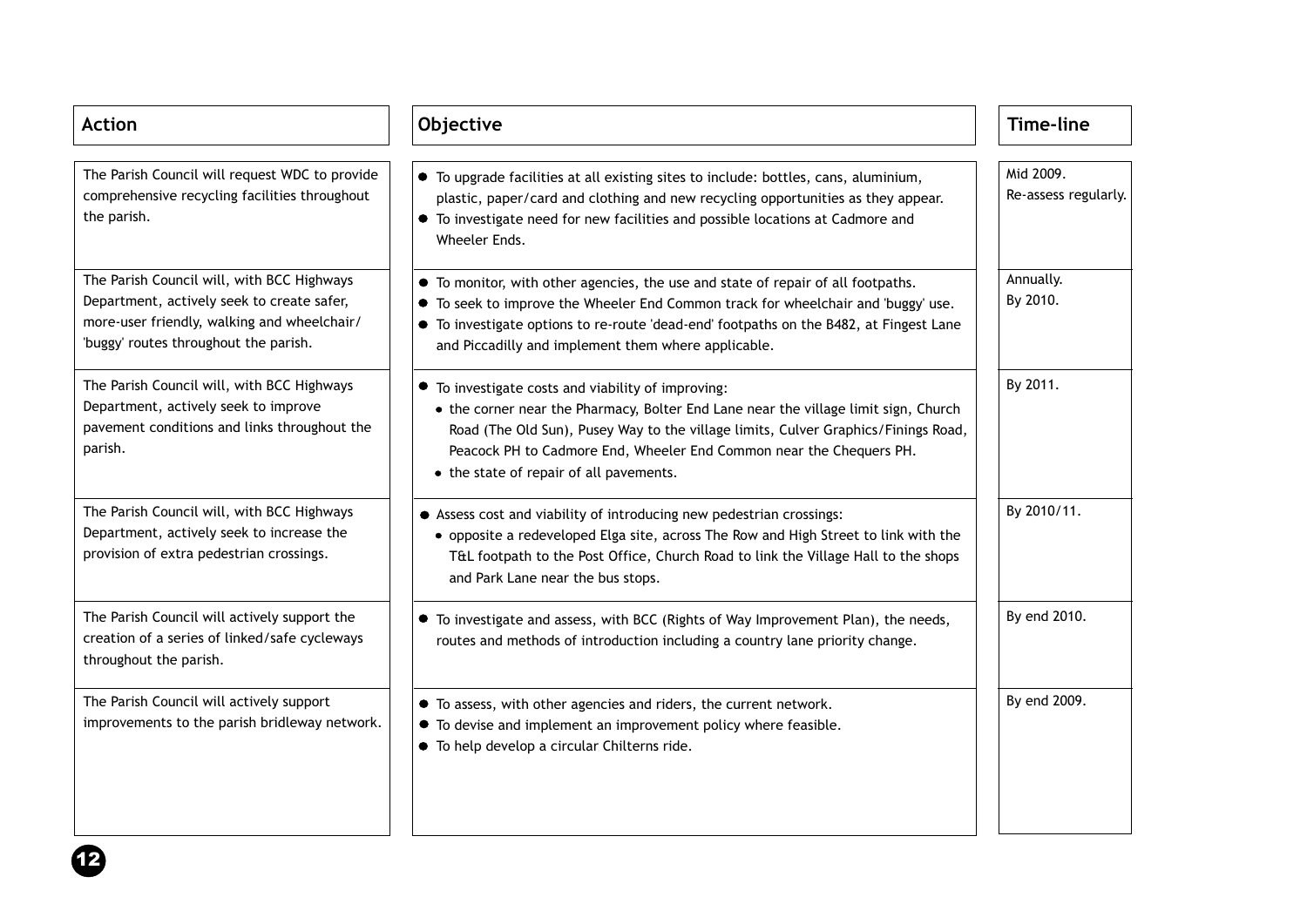| Action | Objective | Time-line |
|---|---|---|
| The Parish Council will request WDC to provide comprehensive recycling facilities throughout the parish. | • To upgrade facilities at all existing sites to include: bottles, cans, aluminium, plastic, paper/card and clothing and new recycling opportunities as they appear.<br>• To investigate need for new facilities and possible locations at Cadmore and Wheeler Ends. | Mid 2009.<br>Re-assess regularly. |
| The Parish Council will, with BCC Highways Department, actively seek to create safer, more-user friendly, walking and wheelchair/ 'buggy' routes throughout the parish. | • To monitor, with other agencies, the use and state of repair of all footpaths.<br>• To seek to improve the Wheeler End Common track for wheelchair and 'buggy' use.<br>• To investigate options to re-route 'dead-end' footpaths on the B482, at Fingest Lane and Piccadilly and implement them where applicable. | Annually.<br>By 2010. |
| The Parish Council will, with BCC Highways Department, actively seek to improve pavement conditions and links throughout the parish. | • To investigate costs and viability of improving:<br>  • the corner near the Pharmacy, Bolter End Lane near the village limit sign, Church Road (The Old Sun), Pusey Way to the village limits, Culver Graphics/Finings Road, Peacock PH to Cadmore End, Wheeler End Common near the Chequers PH.<br>  • the state of repair of all pavements. | By 2011. |
| The Parish Council will, with BCC Highways Department, actively seek to increase the provision of extra pedestrian crossings. | • Assess cost and viability of introducing new pedestrian crossings:<br>  • opposite a redeveloped Elga site, across The Row and High Street to link with the T&L footpath to the Post Office, Church Road to link the Village Hall to the shops and Park Lane near the bus stops. | By 2010/11. |
| The Parish Council will actively support the creation of a series of linked/safe cycleways throughout the parish. | • To investigate and assess, with BCC (Rights of Way Improvement Plan), the needs, routes and methods of introduction including a country lane priority change. | By end 2010. |
| The Parish Council will actively support improvements to the parish bridleway network. | • To assess, with other agencies and riders, the current network.<br>• To devise and implement an improvement policy where feasible.<br>• To help develop a circular Chilterns ride. | By end 2009. |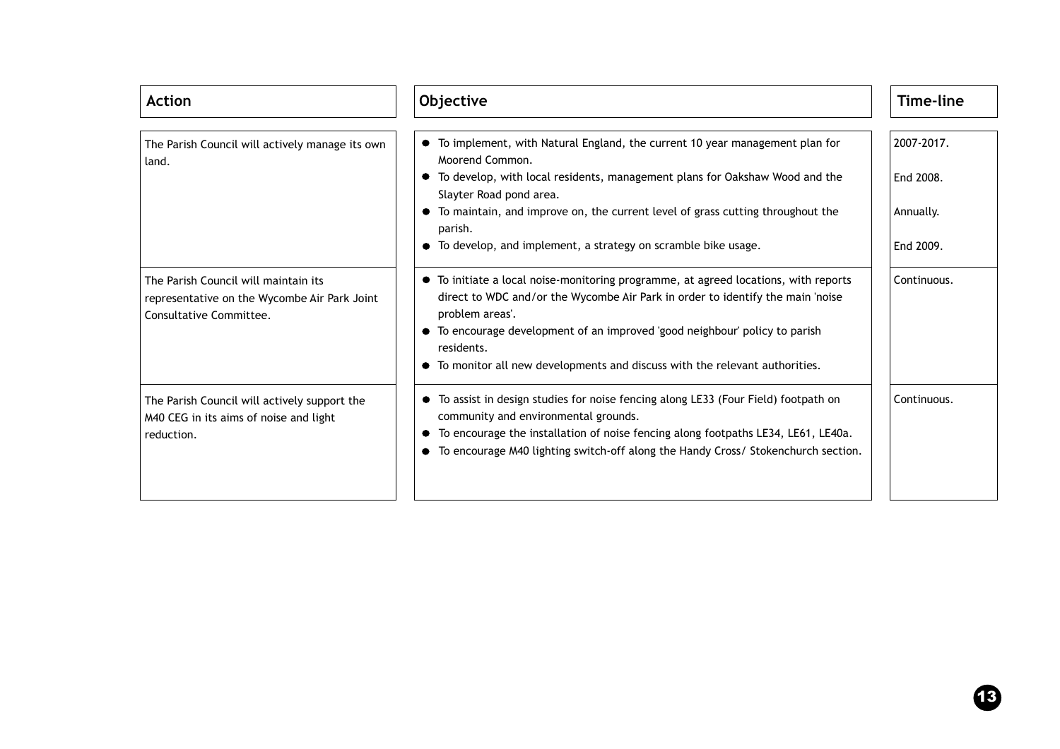| Action | Objective | Time-line |
|---|---|---|
| The Parish Council will actively manage its own land. | ● To implement, with Natural England, the current 10 year management plan for Moorend Common.<br>● To develop, with local residents, management plans for Oakshaw Wood and the Slayter Road pond area.<br>● To maintain, and improve on, the current level of grass cutting throughout the parish.<br>● To develop, and implement, a strategy on scramble bike usage. | 2007-2017.<br>End 2008.<br>Annually.<br>End 2009. |
| The Parish Council will maintain its representative on the Wycombe Air Park Joint Consultative Committee. | ● To initiate a local noise-monitoring programme, at agreed locations, with reports direct to WDC and/or the Wycombe Air Park in order to identify the main 'noise problem areas'.<br>● To encourage development of an improved 'good neighbour' policy to parish residents.<br>● To monitor all new developments and discuss with the relevant authorities. | Continuous. |
| The Parish Council will actively support the M40 CEG in its aims of noise and light reduction. | ● To assist in design studies for noise fencing along LE33 (Four Field) footpath on community and environmental grounds.<br>● To encourage the installation of noise fencing along footpaths LE34, LE61, LE40a.<br>● To encourage M40 lighting switch-off along the Handy Cross/ Stokenchurch section. | Continuous. |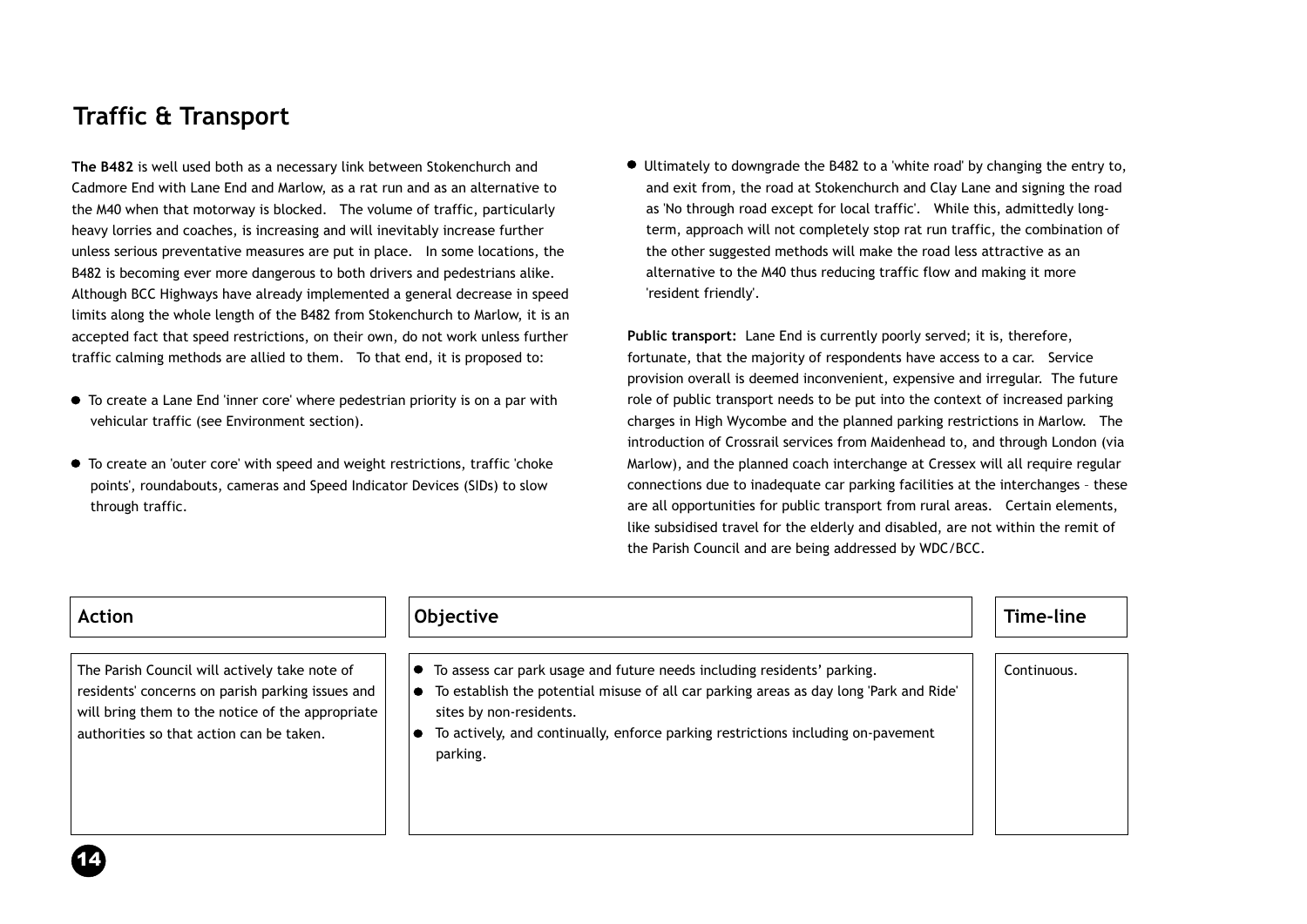## Traffic & Transport

**The B482** is well used both as a necessary link between Stokenchurch and Cadmore End with Lane End and Marlow, as a rat run and as an alternative to the M40 when that motorway is blocked. The volume of traffic, particularly heavy lorries and coaches, is increasing and will inevitably increase further unless serious preventative measures are put in place. In some locations, the B482 is becoming ever more dangerous to both drivers and pedestrians alike. Although BCC Highways have already implemented a general decrease in speed limits along the whole length of the B482 from Stokenchurch to Marlow, it is an accepted fact that speed restrictions, on their own, do not work unless further traffic calming methods are allied to them. To that end, it is proposed to:

- To create a Lane End 'inner core' where pedestrian priority is on a par with vehicular traffic (see Environment section).
- To create an 'outer core' with speed and weight restrictions, traffic 'choke points', roundabouts, cameras and Speed Indicator Devices (SIDs) to slow through traffic.
- Ultimately to downgrade the B482 to a 'white road' by changing the entry to, and exit from, the road at Stokenchurch and Clay Lane and signing the road as 'No through road except for local traffic'. While this, admittedly long-term, approach will not completely stop rat run traffic, the combination of the other suggested methods will make the road less attractive as an alternative to the M40 thus reducing traffic flow and making it more 'resident friendly'.

**Public transport:** Lane End is currently poorly served; it is, therefore, fortunate, that the majority of respondents have access to a car. Service provision overall is deemed inconvenient, expensive and irregular. The future role of public transport needs to be put into the context of increased parking charges in High Wycombe and the planned parking restrictions in Marlow. The introduction of Crossrail services from Maidenhead to, and through London (via Marlow), and the planned coach interchange at Cressex will all require regular connections due to inadequate car parking facilities at the interchanges – these are all opportunities for public transport from rural areas. Certain elements, like subsidised travel for the elderly and disabled, are not within the remit of the Parish Council and are being addressed by WDC/BCC.

| Action | Objective | Time-line |
|---|---|---|
| The Parish Council will actively take note of residents' concerns on parish parking issues and will bring them to the notice of the appropriate authorities so that action can be taken. | • To assess car park usage and future needs including residents' parking.<br>• To establish the potential misuse of all car parking areas as day long 'Park and Ride' sites by non-residents.<br>• To actively, and continually, enforce parking restrictions including on-pavement parking. | Continuous. |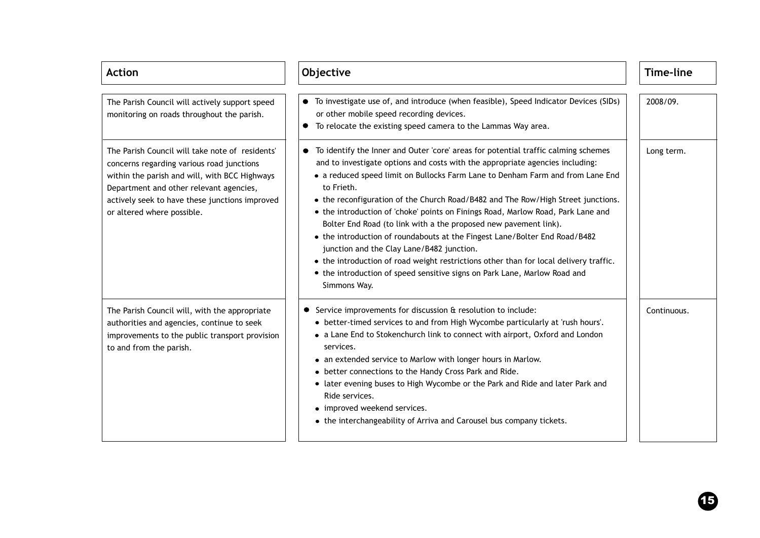| Action | Objective | Time-line |
|---|---|---|
| The Parish Council will actively support speed monitoring on roads throughout the parish. | • To investigate use of, and introduce (when feasible), Speed Indicator Devices (SIDs) or other mobile speed recording devices.<br>• To relocate the existing speed camera to the Lammas Way area. | 2008/09. |
| The Parish Council will take note of residents' concerns regarding various road junctions within the parish and will, with BCC Highways Department and other relevant agencies, actively seek to have these junctions improved or altered where possible. | • To identify the Inner and Outer 'core' areas for potential traffic calming schemes and to investigate options and costs with the appropriate agencies including:<br>• a reduced speed limit on Bullocks Farm Lane to Denham Farm and from Lane End to Frieth.<br>• the reconfiguration of the Church Road/B482 and The Row/High Street junctions.<br>• the introduction of 'choke' points on Finings Road, Marlow Road, Park Lane and Bolter End Road (to link with a the proposed new pavement link).<br>• the introduction of roundabouts at the Fingest Lane/Bolter End Road/B482 junction and the Clay Lane/B482 junction.<br>• the introduction of road weight restrictions other than for local delivery traffic.<br>• the introduction of speed sensitive signs on Park Lane, Marlow Road and Simmons Way. | Long term. |
| The Parish Council will, with the appropriate authorities and agencies, continue to seek improvements to the public transport provision to and from the parish. | • Service improvements for discussion & resolution to include:<br>• better-timed services to and from High Wycombe particularly at 'rush hours'.<br>• a Lane End to Stokenchurch link to connect with airport, Oxford and London services.<br>• an extended service to Marlow with longer hours in Marlow.<br>• better connections to the Handy Cross Park and Ride.<br>• later evening buses to High Wycombe or the Park and Ride and later Park and Ride services.<br>• improved weekend services.<br>• the interchangeability of Arriva and Carousel bus company tickets. | Continuous. |